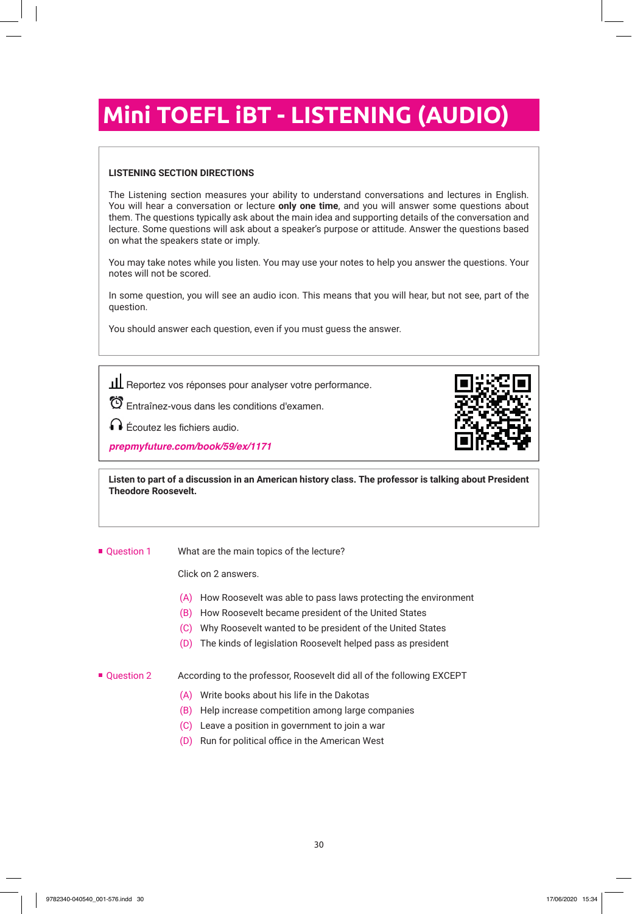# Mini TOEFL iBT - LISTENING (AUDIO)

**LISTENING SECTION DIRECTIONS**

The Listening section measures your ability to understand conversations and lectures in English. You will hear a conversation or lecture **only one time**, and you will answer some questions about them. The questions typically ask about the main idea and supporting details of the conversation and lecture. Some questions will ask about a speaker's purpose or attitude. Answer the questions based on what the speakers state or imply.

You may take notes while you listen. You may use your notes to help you answer the questions. Your notes will not be scored.

In some question, you will see an audio icon. This means that you will hear, but not see, part of the question.

You should answer each question, even if you must guess the answer.

Reportez vos réponses pour analyser votre performance.

Entraînez-vous dans les conditions d'examen.

Écoutez les fichiers audio.

***prepmyfuture.com/book/59/ex/1171***

**Listen to part of a discussion in an American history class. The professor is talking about President Theodore Roosevelt.**

**Question 1** What are the main topics of the lecture?

Click on 2 answers.

(A) How Roosevelt was able to pass laws protecting the environment
(B) How Roosevelt became president of the United States
(C) Why Roosevelt wanted to be president of the United States
(D) The kinds of legislation Roosevelt helped pass as president

**Question 2** According to the professor, Roosevelt did all of the following EXCEPT

(A) Write books about his life in the Dakotas
(B) Help increase competition among large companies
(C) Leave a position in government to join a war
(D) Run for political office in the American West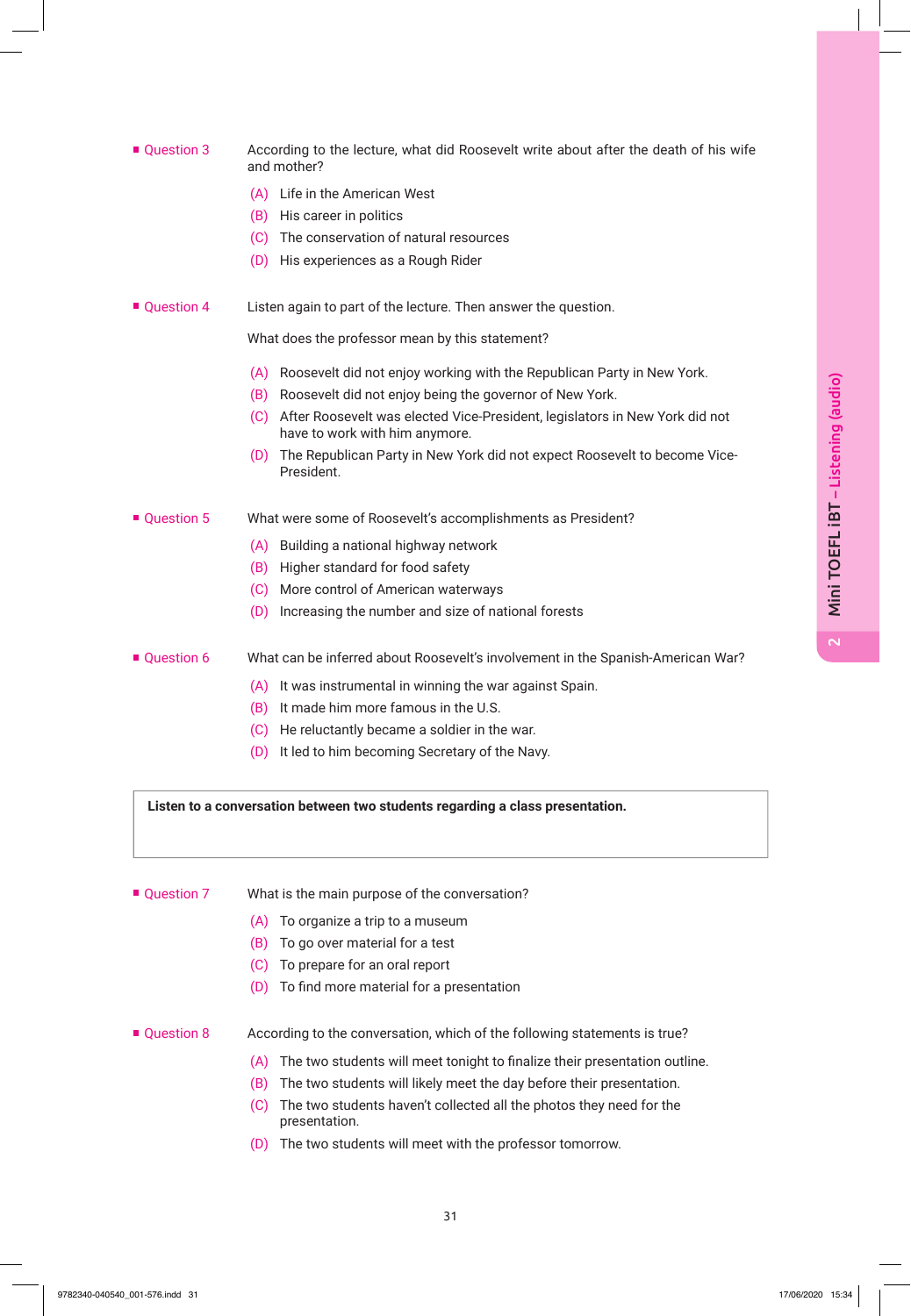**Question 3** According to the lecture, what did Roosevelt write about after the death of his wife and mother?

(A) Life in the American West
(B) His career in politics
(C) The conservation of natural resources
(D) His experiences as a Rough Rider

**Question 4** Listen again to part of the lecture. Then answer the question.

What does the professor mean by this statement?

(A) Roosevelt did not enjoy working with the Republican Party in New York.
(B) Roosevelt did not enjoy being the governor of New York.
(C) After Roosevelt was elected Vice-President, legislators in New York did not have to work with him anymore.
(D) The Republican Party in New York did not expect Roosevelt to become Vice-President.

**Question 5** What were some of Roosevelt's accomplishments as President?

(A) Building a national highway network
(B) Higher standard for food safety
(C) More control of American waterways
(D) Increasing the number and size of national forests

**Question 6** What can be inferred about Roosevelt's involvement in the Spanish-American War?

(A) It was instrumental in winning the war against Spain.
(B) It made him more famous in the U.S.
(C) He reluctantly became a soldier in the war.
(D) It led to him becoming Secretary of the Navy.

**Listen to a conversation between two students regarding a class presentation.**

**Question 7** What is the main purpose of the conversation?

(A) To organize a trip to a museum
(B) To go over material for a test
(C) To prepare for an oral report
(D) To find more material for a presentation

**Question 8** According to the conversation, which of the following statements is true?

(A) The two students will meet tonight to finalize their presentation outline.
(B) The two students will likely meet the day before their presentation.
(C) The two students haven't collected all the photos they need for the presentation.
(D) The two students will meet with the professor tomorrow.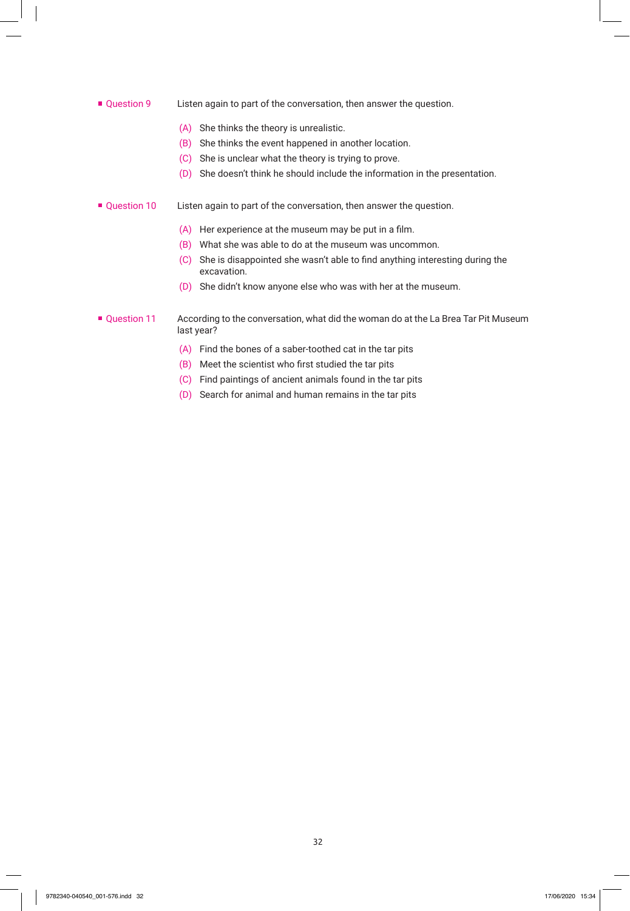**Question 9** Listen again to part of the conversation, then answer the question.

(A) She thinks the theory is unrealistic.
(B) She thinks the event happened in another location.
(C) She is unclear what the theory is trying to prove.
(D) She doesn't think he should include the information in the presentation.

**Question 10** Listen again to part of the conversation, then answer the question.

(A) Her experience at the museum may be put in a film.
(B) What she was able to do at the museum was uncommon.
(C) She is disappointed she wasn't able to find anything interesting during the excavation.
(D) She didn't know anyone else who was with her at the museum.

**Question 11** According to the conversation, what did the woman do at the La Brea Tar Pit Museum last year?

(A) Find the bones of a saber-toothed cat in the tar pits
(B) Meet the scientist who first studied the tar pits
(C) Find paintings of ancient animals found in the tar pits
(D) Search for animal and human remains in the tar pits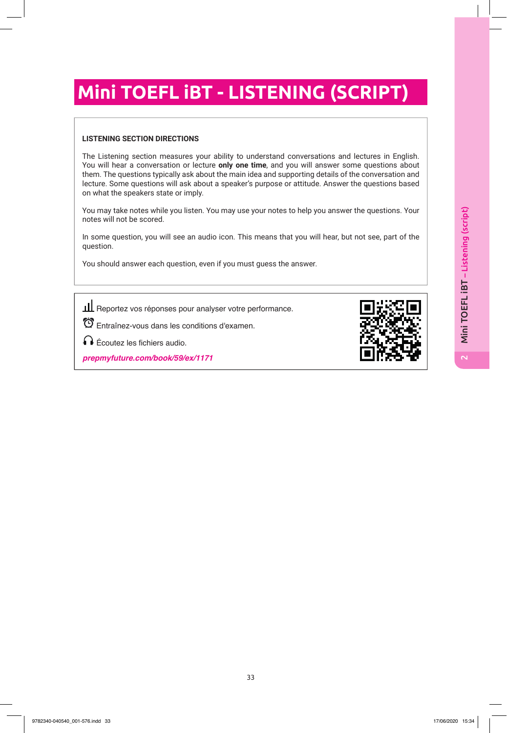# Mini TOEFL iBT - LISTENING (SCRIPT)

**LISTENING SECTION DIRECTIONS**

The Listening section measures your ability to understand conversations and lectures in English. You will hear a conversation or lecture **only one time**, and you will answer some questions about them. The questions typically ask about the main idea and supporting details of the conversation and lecture. Some questions will ask about a speaker's purpose or attitude. Answer the questions based on what the speakers state or imply.

You may take notes while you listen. You may use your notes to help you answer the questions. Your notes will not be scored.

In some question, you will see an audio icon. This means that you will hear, but not see, part of the question.

You should answer each question, even if you must guess the answer.

Reportez vos réponses pour analyser votre performance.

Entraînez-vous dans les conditions d'examen.

Écoutez les fichiers audio.

*prepmyfuture.com/book/59/ex/1171*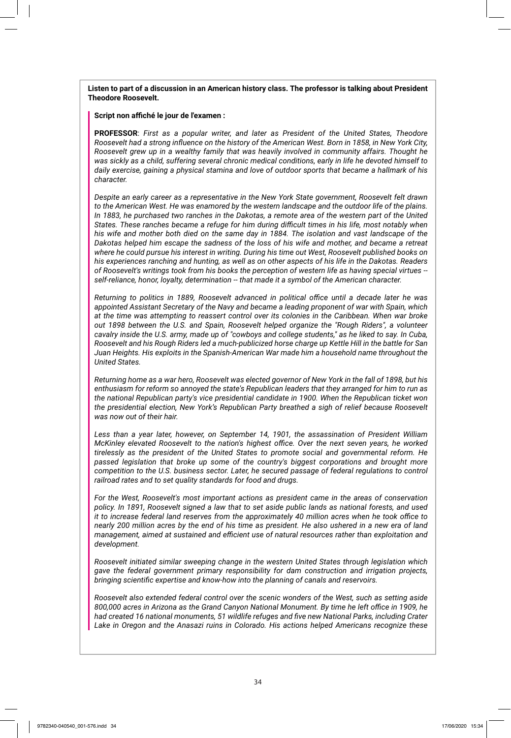**Listen to part of a discussion in an American history class. The professor is talking about President Theodore Roosevelt.**

**Script non affiché le jour de l'examen :**

**PROFESSOR**: *First as a popular writer, and later as President of the United States, Theodore Roosevelt had a strong influence on the history of the American West. Born in 1858, in New York City, Roosevelt grew up in a wealthy family that was heavily involved in community affairs. Thought he was sickly as a child, suffering several chronic medical conditions, early in life he devoted himself to daily exercise, gaining a physical stamina and love of outdoor sports that became a hallmark of his character.*

*Despite an early career as a representative in the New York State government, Roosevelt felt drawn to the American West. He was enamored by the western landscape and the outdoor life of the plains. In 1883, he purchased two ranches in the Dakotas, a remote area of the western part of the United States. These ranches became a refuge for him during difficult times in his life, most notably when his wife and mother both died on the same day in 1884. The isolation and vast landscape of the Dakotas helped him escape the sadness of the loss of his wife and mother, and became a retreat where he could pursue his interest in writing. During his time out West, Roosevelt published books on his experiences ranching and hunting, as well as on other aspects of his life in the Dakotas. Readers of Roosevelt's writings took from his books the perception of western life as having special virtues -- self-reliance, honor, loyalty, determination -- that made it a symbol of the American character.*

*Returning to politics in 1889, Roosevelt advanced in political office until a decade later he was appointed Assistant Secretary of the Navy and became a leading proponent of war with Spain, which at the time was attempting to reassert control over its colonies in the Caribbean. When war broke out 1898 between the U.S. and Spain, Roosevelt helped organize the "Rough Riders", a volunteer cavalry inside the U.S. army, made up of "cowboys and college students," as he liked to say. In Cuba, Roosevelt and his Rough Riders led a much-publicized horse charge up Kettle Hill in the battle for San Juan Heights. His exploits in the Spanish-American War made him a household name throughout the United States.*

*Returning home as a war hero, Roosevelt was elected governor of New York in the fall of 1898, but his enthusiasm for reform so annoyed the state's Republican leaders that they arranged for him to run as the national Republican party's vice presidential candidate in 1900. When the Republican ticket won the presidential election, New York's Republican Party breathed a sigh of relief because Roosevelt was now out of their hair.*

*Less than a year later, however, on September 14, 1901, the assassination of President William McKinley elevated Roosevelt to the nation's highest office. Over the next seven years, he worked tirelessly as the president of the United States to promote social and governmental reform. He passed legislation that broke up some of the country's biggest corporations and brought more competition to the U.S. business sector. Later, he secured passage of federal regulations to control railroad rates and to set quality standards for food and drugs.*

*For the West, Roosevelt's most important actions as president came in the areas of conservation policy. In 1891, Roosevelt signed a law that to set aside public lands as national forests, and used it to increase federal land reserves from the approximately 40 million acres when he took office to nearly 200 million acres by the end of his time as president. He also ushered in a new era of land management, aimed at sustained and efficient use of natural resources rather than exploitation and development.*

*Roosevelt initiated similar sweeping change in the western United States through legislation which gave the federal government primary responsibility for dam construction and irrigation projects, bringing scientific expertise and know-how into the planning of canals and reservoirs.*

*Roosevelt also extended federal control over the scenic wonders of the West, such as setting aside 800,000 acres in Arizona as the Grand Canyon National Monument. By time he left office in 1909, he had created 16 national monuments, 51 wildlife refuges and five new National Parks, including Crater Lake in Oregon and the Anasazi ruins in Colorado. His actions helped Americans recognize these*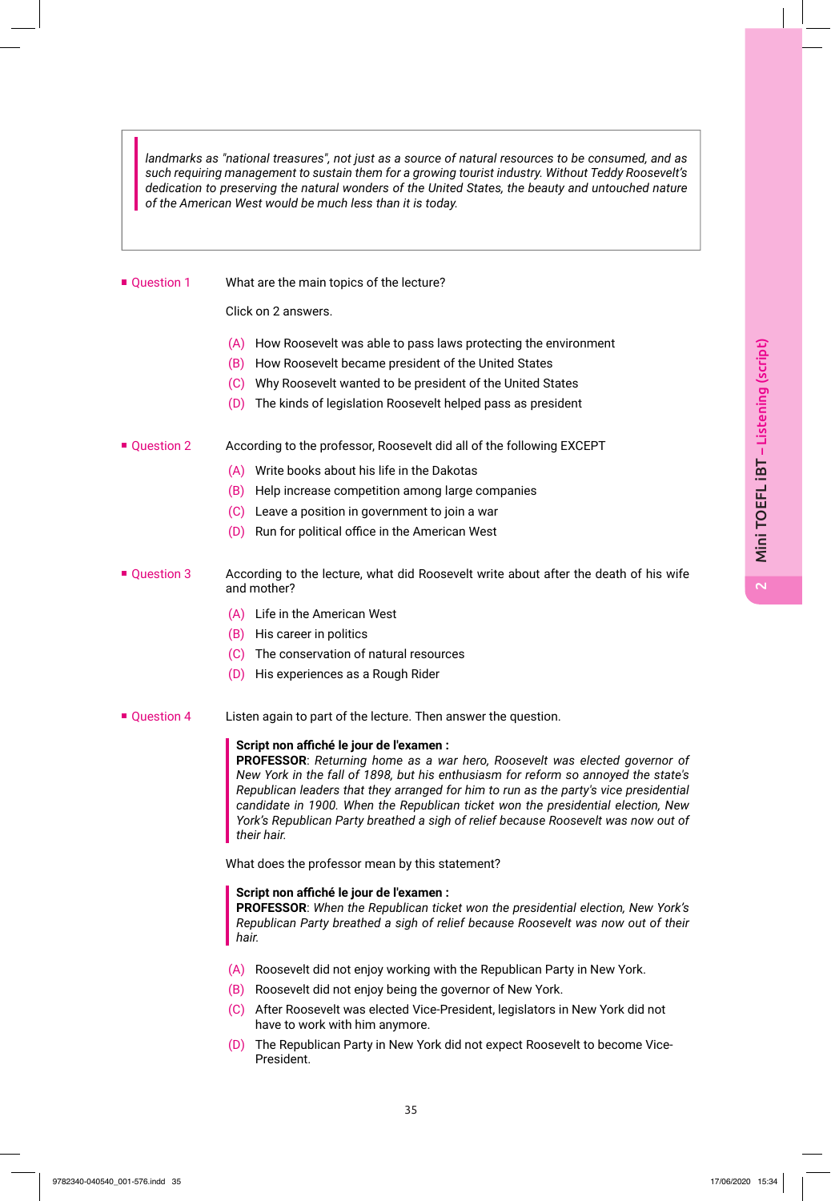*landmarks as "national treasures", not just as a source of natural resources to be consumed, and as such requiring management to sustain them for a growing tourist industry. Without Teddy Roosevelt's dedication to preserving the natural wonders of the United States, the beauty and untouched nature of the American West would be much less than it is today.*

**Question 1** What are the main topics of the lecture?

Click on 2 answers.

(A) How Roosevelt was able to pass laws protecting the environment
(B) How Roosevelt became president of the United States
(C) Why Roosevelt wanted to be president of the United States
(D) The kinds of legislation Roosevelt helped pass as president

**Question 2** According to the professor, Roosevelt did all of the following EXCEPT

(A) Write books about his life in the Dakotas
(B) Help increase competition among large companies
(C) Leave a position in government to join a war
(D) Run for political office in the American West

**Question 3** According to the lecture, what did Roosevelt write about after the death of his wife and mother?

(A) Life in the American West
(B) His career in politics
(C) The conservation of natural resources
(D) His experiences as a Rough Rider

**Question 4** Listen again to part of the lecture. Then answer the question.

**Script non affiché le jour de l'examen :**
**PROFESSOR**: *Returning home as a war hero, Roosevelt was elected governor of New York in the fall of 1898, but his enthusiasm for reform so annoyed the state's Republican leaders that they arranged for him to run as the party's vice presidential candidate in 1900. When the Republican ticket won the presidential election, New York's Republican Party breathed a sigh of relief because Roosevelt was now out of their hair.*

What does the professor mean by this statement?

**Script non affiché le jour de l'examen :**
**PROFESSOR**: *When the Republican ticket won the presidential election, New York's Republican Party breathed a sigh of relief because Roosevelt was now out of their hair.*

(A) Roosevelt did not enjoy working with the Republican Party in New York.
(B) Roosevelt did not enjoy being the governor of New York.
(C) After Roosevelt was elected Vice-President, legislators in New York did not have to work with him anymore.
(D) The Republican Party in New York did not expect Roosevelt to become Vice-President.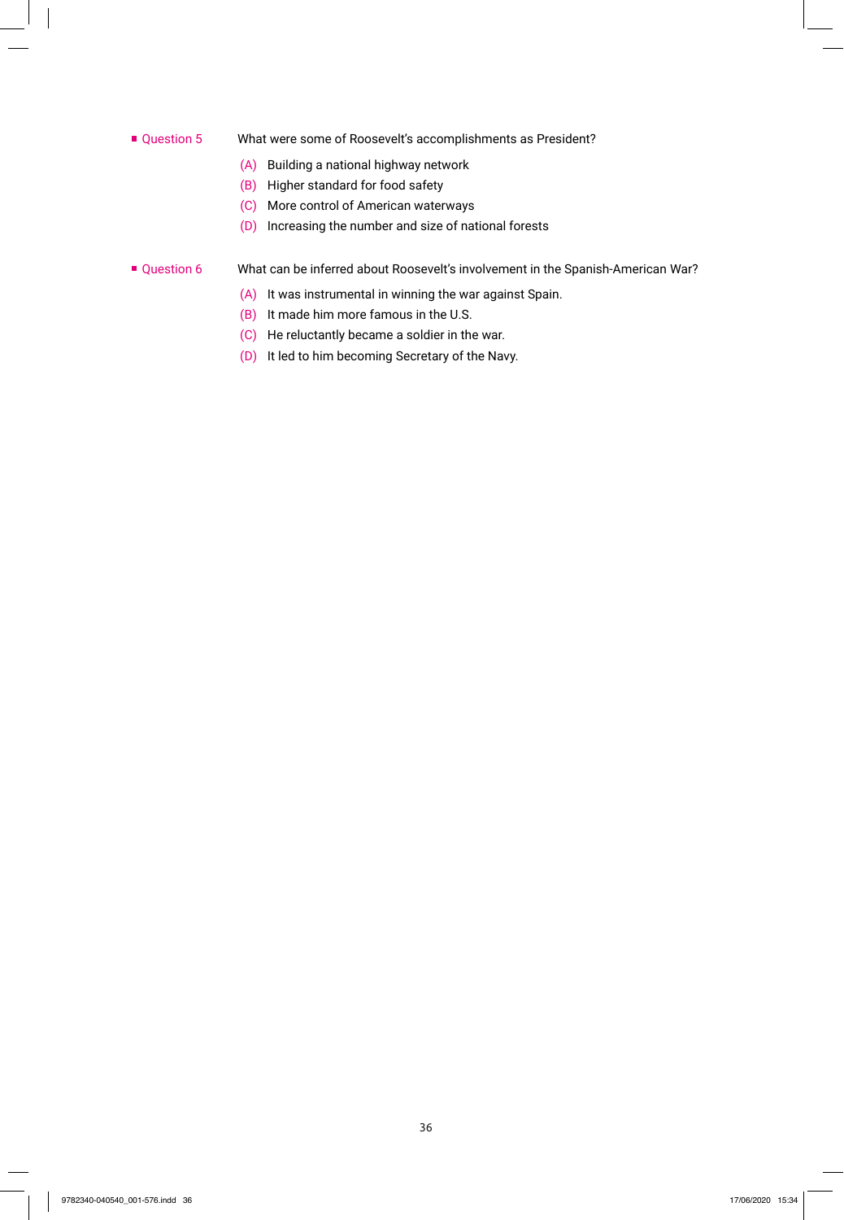**Question 5** What were some of Roosevelt's accomplishments as President?

(A) Building a national highway network
(B) Higher standard for food safety
(C) More control of American waterways
(D) Increasing the number and size of national forests

**Question 6** What can be inferred about Roosevelt's involvement in the Spanish-American War?

(A) It was instrumental in winning the war against Spain.
(B) It made him more famous in the U.S.
(C) He reluctantly became a soldier in the war.
(D) It led to him becoming Secretary of the Navy.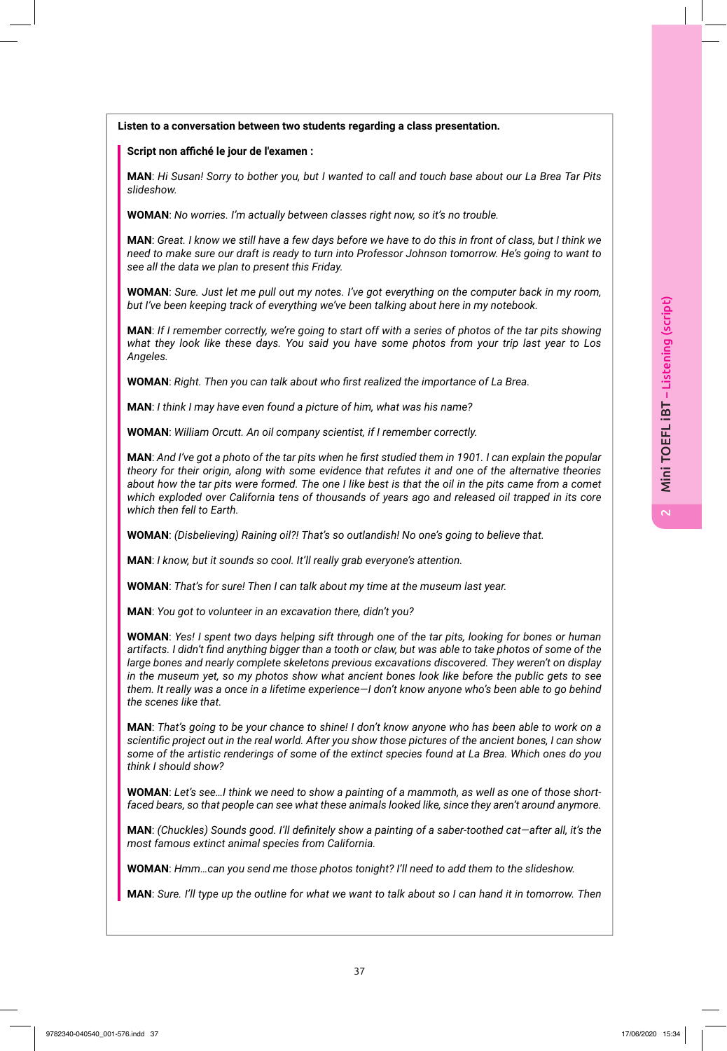**Listen to a conversation between two students regarding a class presentation.**

**Script non affiché le jour de l'examen :**

**MAN**: *Hi Susan! Sorry to bother you, but I wanted to call and touch base about our La Brea Tar Pits slideshow.*

**WOMAN**: *No worries. I'm actually between classes right now, so it's no trouble.*

**MAN**: *Great. I know we still have a few days before we have to do this in front of class, but I think we need to make sure our draft is ready to turn into Professor Johnson tomorrow. He's going to want to see all the data we plan to present this Friday.*

**WOMAN**: *Sure. Just let me pull out my notes. I've got everything on the computer back in my room, but I've been keeping track of everything we've been talking about here in my notebook.*

**MAN**: *If I remember correctly, we're going to start off with a series of photos of the tar pits showing what they look like these days. You said you have some photos from your trip last year to Los Angeles.*

**WOMAN**: *Right. Then you can talk about who first realized the importance of La Brea.*

**MAN**: *I think I may have even found a picture of him, what was his name?*

**WOMAN**: *William Orcutt. An oil company scientist, if I remember correctly.*

**MAN**: *And I've got a photo of the tar pits when he first studied them in 1901. I can explain the popular theory for their origin, along with some evidence that refutes it and one of the alternative theories about how the tar pits were formed. The one I like best is that the oil in the pits came from a comet which exploded over California tens of thousands of years ago and released oil trapped in its core which then fell to Earth.*

**WOMAN**: *(Disbelieving) Raining oil?! That's so outlandish! No one's going to believe that.*

**MAN**: *I know, but it sounds so cool. It'll really grab everyone's attention.*

**WOMAN**: *That's for sure! Then I can talk about my time at the museum last year.*

**MAN**: *You got to volunteer in an excavation there, didn't you?*

**WOMAN**: *Yes! I spent two days helping sift through one of the tar pits, looking for bones or human artifacts. I didn't find anything bigger than a tooth or claw, but was able to take photos of some of the large bones and nearly complete skeletons previous excavations discovered. They weren't on display in the museum yet, so my photos show what ancient bones look like before the public gets to see them. It really was a once in a lifetime experience—I don't know anyone who's been able to go behind the scenes like that.*

**MAN**: *That's going to be your chance to shine! I don't know anyone who has been able to work on a scientific project out in the real world. After you show those pictures of the ancient bones, I can show some of the artistic renderings of some of the extinct species found at La Brea. Which ones do you think I should show?*

**WOMAN**: *Let's see…I think we need to show a painting of a mammoth, as well as one of those short-faced bears, so that people can see what these animals looked like, since they aren't around anymore.*

**MAN**: *(Chuckles) Sounds good. I'll definitely show a painting of a saber-toothed cat—after all, it's the most famous extinct animal species from California.*

**WOMAN**: *Hmm…can you send me those photos tonight? I'll need to add them to the slideshow.*

**MAN**: *Sure. I'll type up the outline for what we want to talk about so I can hand it in tomorrow. Then*